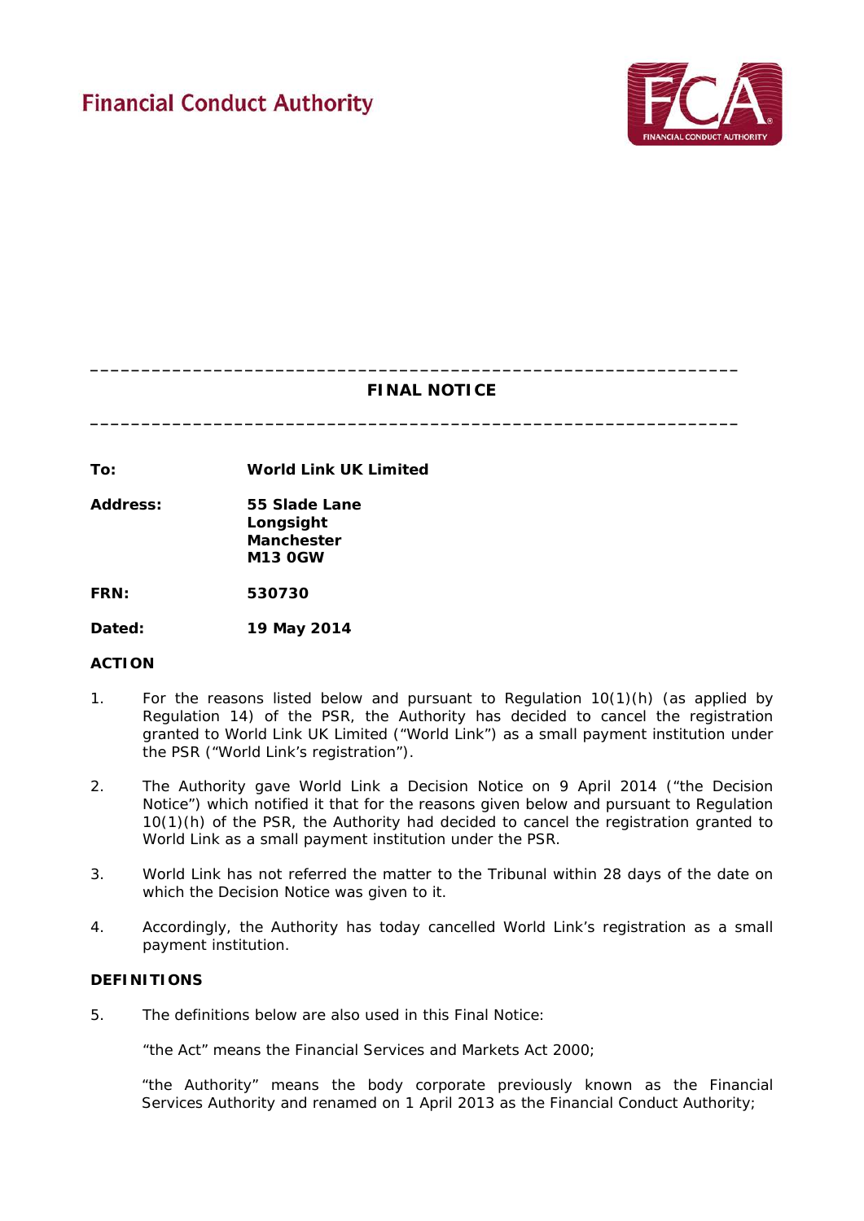Financial Conduct Authority

---

# FINAL NOTICE

---

**To:** **World Link UK Limited**

**Address:** **55 Slade Lane**
**Longsight**
**Manchester**
**M13 0GW**

**FRN:** **530730**

**Dated:** **19 May 2014**

## ACTION

1. For the reasons listed below and pursuant to Regulation 10(1)(h) (as applied by Regulation 14) of the PSR, the Authority has decided to cancel the registration granted to World Link UK Limited ("World Link") as a small payment institution under the PSR ("World Link's registration").

2. The Authority gave World Link a Decision Notice on 9 April 2014 ("the Decision Notice") which notified it that for the reasons given below and pursuant to Regulation 10(1)(h) of the PSR, the Authority had decided to cancel the registration granted to World Link as a small payment institution under the PSR.

3. World Link has not referred the matter to the Tribunal within 28 days of the date on which the Decision Notice was given to it.

4. Accordingly, the Authority has today cancelled World Link's registration as a small payment institution.

## DEFINITIONS

5. The definitions below are also used in this Final Notice:

   "the Act" means the Financial Services and Markets Act 2000;

   "the Authority" means the body corporate previously known as the Financial Services Authority and renamed on 1 April 2013 as the Financial Conduct Authority;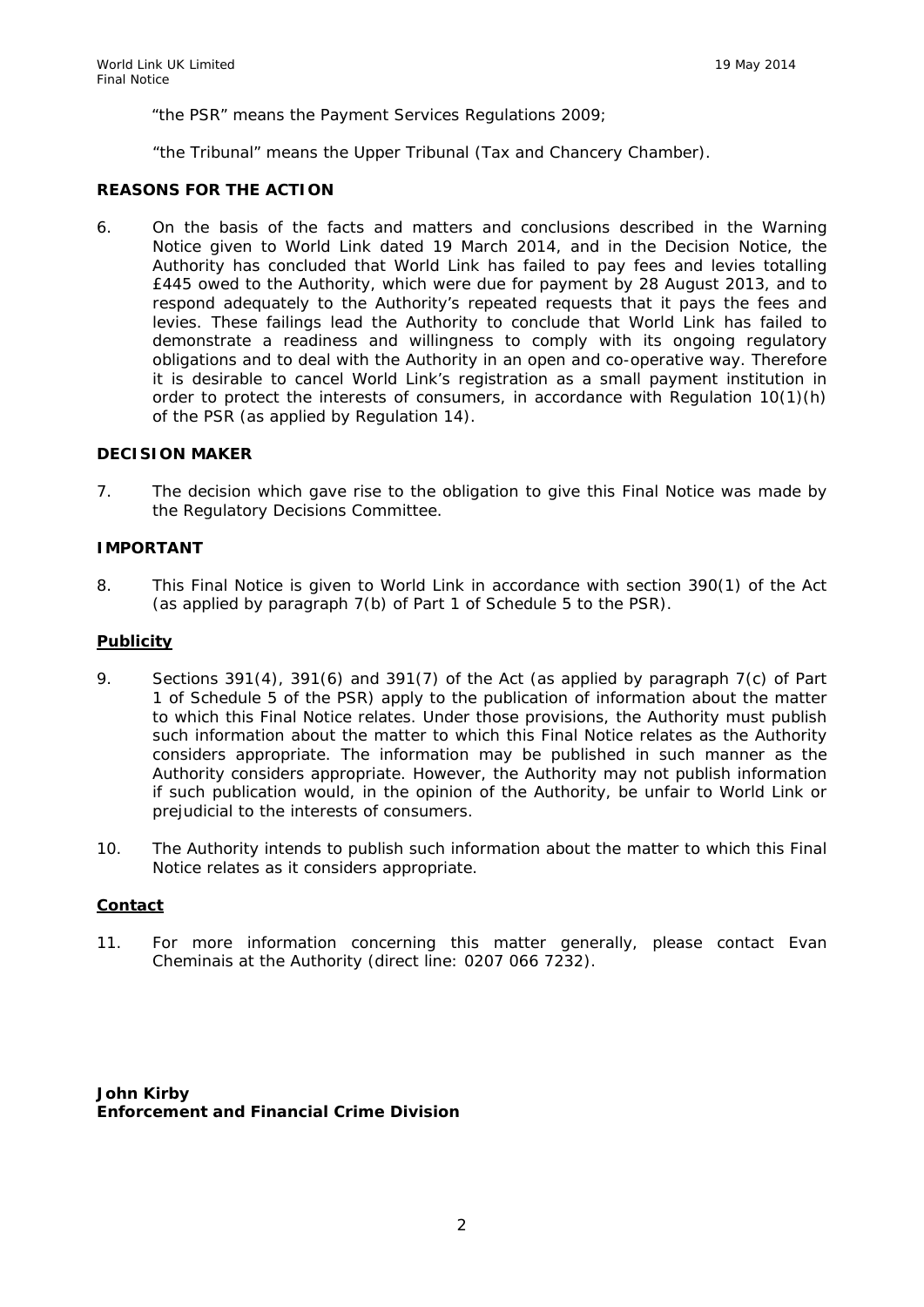"the PSR" means the Payment Services Regulations 2009;

"the Tribunal" means the Upper Tribunal (Tax and Chancery Chamber).

**REASONS FOR THE ACTION**

6. On the basis of the facts and matters and conclusions described in the Warning Notice given to World Link dated 19 March 2014, and in the Decision Notice, the Authority has concluded that World Link has failed to pay fees and levies totalling £445 owed to the Authority, which were due for payment by 28 August 2013, and to respond adequately to the Authority's repeated requests that it pays the fees and levies. These failings lead the Authority to conclude that World Link has failed to demonstrate a readiness and willingness to comply with its ongoing regulatory obligations and to deal with the Authority in an open and co-operative way. Therefore it is desirable to cancel World Link's registration as a small payment institution in order to protect the interests of consumers, in accordance with Regulation 10(1)(h) of the PSR (as applied by Regulation 14).

**DECISION MAKER**

7. The decision which gave rise to the obligation to give this Final Notice was made by the Regulatory Decisions Committee.

**IMPORTANT**

8. This Final Notice is given to World Link in accordance with section 390(1) of the Act (as applied by paragraph 7(b) of Part 1 of Schedule 5 to the PSR).

**Publicity**

9. Sections 391(4), 391(6) and 391(7) of the Act (as applied by paragraph 7(c) of Part 1 of Schedule 5 of the PSR) apply to the publication of information about the matter to which this Final Notice relates. Under those provisions, the Authority must publish such information about the matter to which this Final Notice relates as the Authority considers appropriate. The information may be published in such manner as the Authority considers appropriate. However, the Authority may not publish information if such publication would, in the opinion of the Authority, be unfair to World Link or prejudicial to the interests of consumers.

10. The Authority intends to publish such information about the matter to which this Final Notice relates as it considers appropriate.

**Contact**

11. For more information concerning this matter generally, please contact Evan Cheminais at the Authority (direct line: 0207 066 7232).

**John Kirby**
**Enforcement and Financial Crime Division**